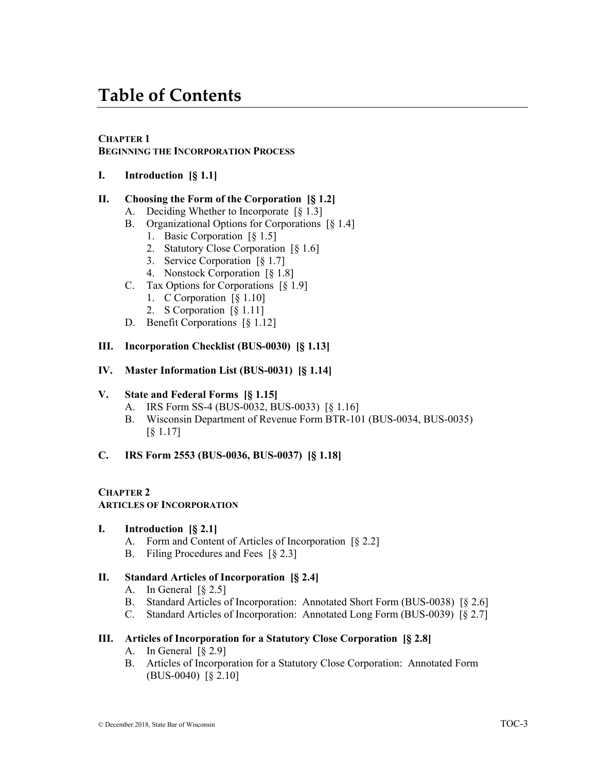# Table of Contents

**CHAPTER 1**
**BEGINNING THE INCORPORATION PROCESS**

**I. Introduction [§ 1.1]**

**II. Choosing the Form of the Corporation [§ 1.2]**

- A. Deciding Whether to Incorporate [§ 1.3]
- B. Organizational Options for Corporations [§ 1.4]
  1. Basic Corporation [§ 1.5]
  2. Statutory Close Corporation [§ 1.6]
  3. Service Corporation [§ 1.7]
  4. Nonstock Corporation [§ 1.8]
- C. Tax Options for Corporations [§ 1.9]
  1. C Corporation [§ 1.10]
  2. S Corporation [§ 1.11]
- D. Benefit Corporations [§ 1.12]

**III. Incorporation Checklist (BUS-0030) [§ 1.13]**

**IV. Master Information List (BUS-0031) [§ 1.14]**

**V. State and Federal Forms [§ 1.15]**

- A. IRS Form SS-4 (BUS-0032, BUS-0033) [§ 1.16]
- B. Wisconsin Department of Revenue Form BTR-101 (BUS-0034, BUS-0035) [§ 1.17]

**C. IRS Form 2553 (BUS-0036, BUS-0037) [§ 1.18]**

**CHAPTER 2**
**ARTICLES OF INCORPORATION**

**I. Introduction [§ 2.1]**

- A. Form and Content of Articles of Incorporation [§ 2.2]
- B. Filing Procedures and Fees [§ 2.3]

**II. Standard Articles of Incorporation [§ 2.4]**

- A. In General [§ 2.5]
- B. Standard Articles of Incorporation: Annotated Short Form (BUS-0038) [§ 2.6]
- C. Standard Articles of Incorporation: Annotated Long Form (BUS-0039) [§ 2.7]

**III. Articles of Incorporation for a Statutory Close Corporation [§ 2.8]**

- A. In General [§ 2.9]
- B. Articles of Incorporation for a Statutory Close Corporation: Annotated Form (BUS-0040) [§ 2.10]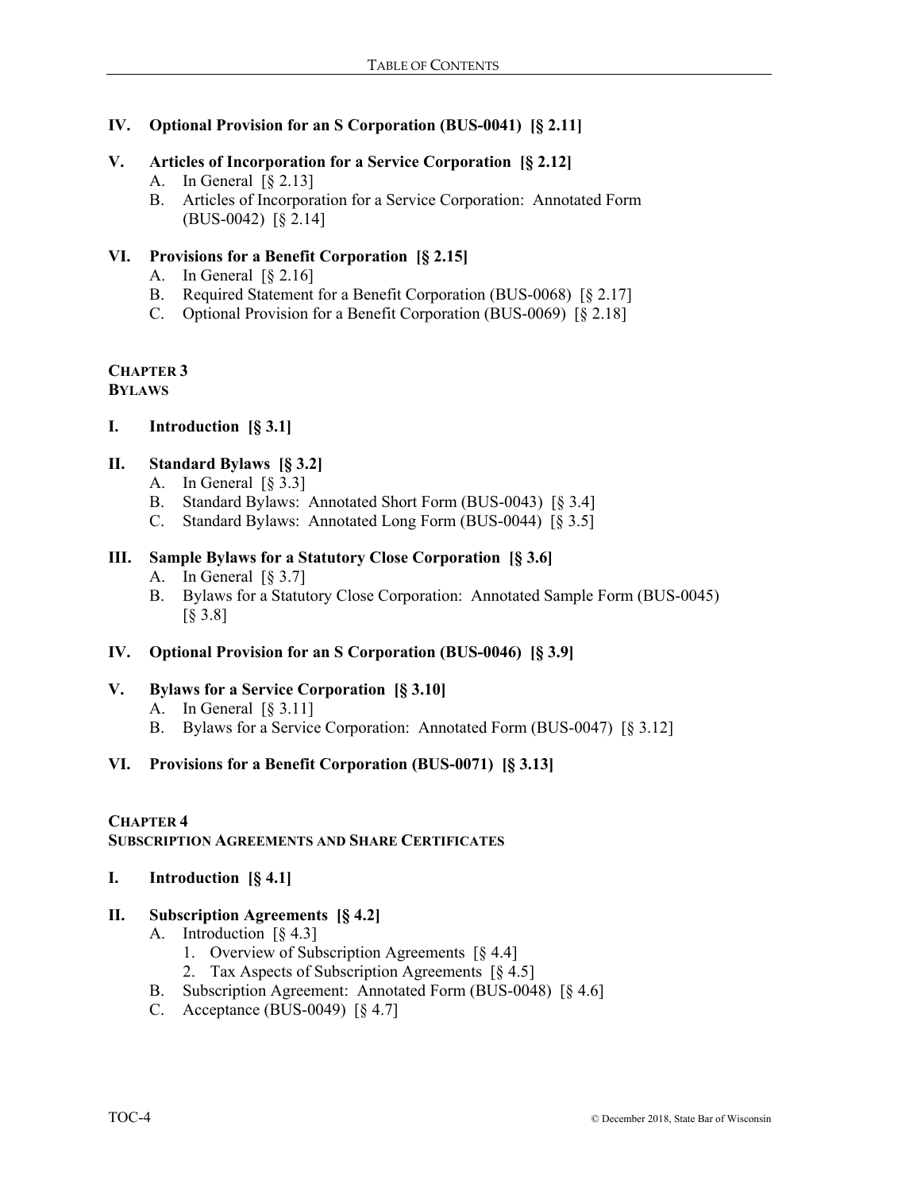**IV. Optional Provision for an S Corporation (BUS-0041) [§ 2.11]**

**V. Articles of Incorporation for a Service Corporation [§ 2.12]**

A. In General [§ 2.13]

B. Articles of Incorporation for a Service Corporation: Annotated Form (BUS-0042) [§ 2.14]

**VI. Provisions for a Benefit Corporation [§ 2.15]**

A. In General [§ 2.16]

B. Required Statement for a Benefit Corporation (BUS-0068) [§ 2.17]

C. Optional Provision for a Benefit Corporation (BUS-0069) [§ 2.18]

## CHAPTER 3
## BYLAWS

**I. Introduction [§ 3.1]**

**II. Standard Bylaws [§ 3.2]**

A. In General [§ 3.3]

B. Standard Bylaws: Annotated Short Form (BUS-0043) [§ 3.4]

C. Standard Bylaws: Annotated Long Form (BUS-0044) [§ 3.5]

**III. Sample Bylaws for a Statutory Close Corporation [§ 3.6]**

A. In General [§ 3.7]

B. Bylaws for a Statutory Close Corporation: Annotated Sample Form (BUS-0045) [§ 3.8]

**IV. Optional Provision for an S Corporation (BUS-0046) [§ 3.9]**

**V. Bylaws for a Service Corporation [§ 3.10]**

A. In General [§ 3.11]

B. Bylaws for a Service Corporation: Annotated Form (BUS-0047) [§ 3.12]

**VI. Provisions for a Benefit Corporation (BUS-0071) [§ 3.13]**

## CHAPTER 4
## SUBSCRIPTION AGREEMENTS AND SHARE CERTIFICATES

**I. Introduction [§ 4.1]**

**II. Subscription Agreements [§ 4.2]**

A. Introduction [§ 4.3]

1. Overview of Subscription Agreements [§ 4.4]
2. Tax Aspects of Subscription Agreements [§ 4.5]

B. Subscription Agreement: Annotated Form (BUS-0048) [§ 4.6]

C. Acceptance (BUS-0049) [§ 4.7]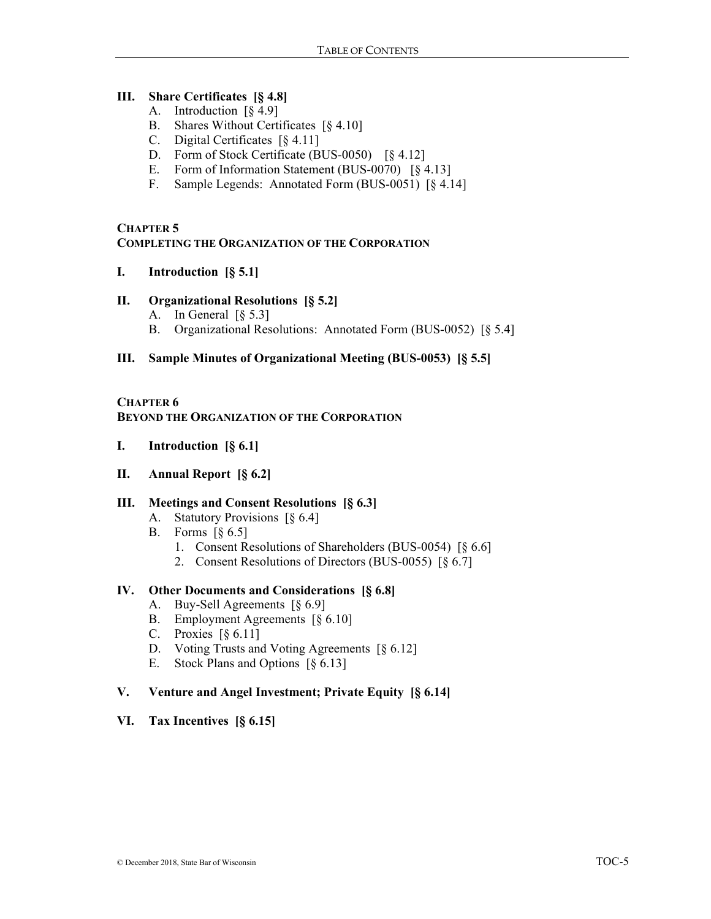**III. Share Certificates [§ 4.8]**

- A. Introduction [§ 4.9]
- B. Shares Without Certificates [§ 4.10]
- C. Digital Certificates [§ 4.11]
- D. Form of Stock Certificate (BUS-0050) [§ 4.12]
- E. Form of Information Statement (BUS-0070) [§ 4.13]
- F. Sample Legends: Annotated Form (BUS-0051) [§ 4.14]

## CHAPTER 5
## COMPLETING THE ORGANIZATION OF THE CORPORATION

**I. Introduction [§ 5.1]**

**II. Organizational Resolutions [§ 5.2]**

- A. In General [§ 5.3]
- B. Organizational Resolutions: Annotated Form (BUS-0052) [§ 5.4]

**III. Sample Minutes of Organizational Meeting (BUS-0053) [§ 5.5]**

## CHAPTER 6
## BEYOND THE ORGANIZATION OF THE CORPORATION

**I. Introduction [§ 6.1]**

**II. Annual Report [§ 6.2]**

**III. Meetings and Consent Resolutions [§ 6.3]**

- A. Statutory Provisions [§ 6.4]
- B. Forms [§ 6.5]
  1. Consent Resolutions of Shareholders (BUS-0054) [§ 6.6]
  2. Consent Resolutions of Directors (BUS-0055) [§ 6.7]

**IV. Other Documents and Considerations [§ 6.8]**

- A. Buy-Sell Agreements [§ 6.9]
- B. Employment Agreements [§ 6.10]
- C. Proxies [§ 6.11]
- D. Voting Trusts and Voting Agreements [§ 6.12]
- E. Stock Plans and Options [§ 6.13]

**V. Venture and Angel Investment; Private Equity [§ 6.14]**

**VI. Tax Incentives [§ 6.15]**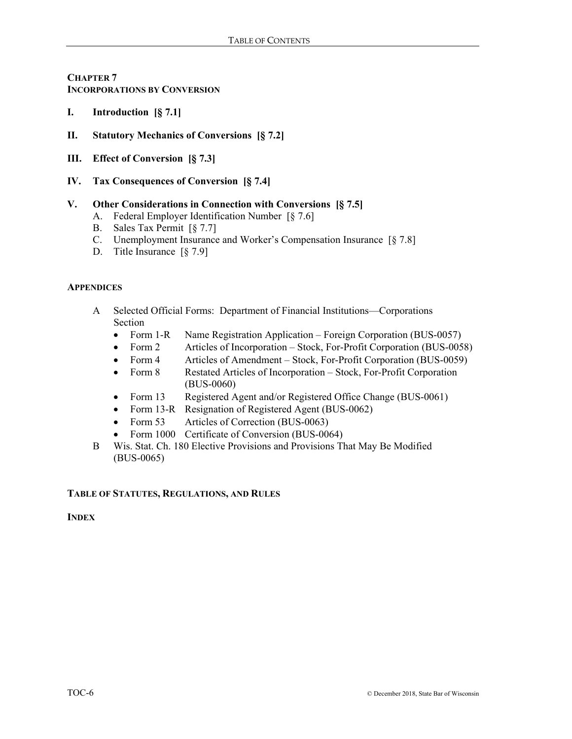**CHAPTER 7**
**INCORPORATIONS BY CONVERSION**

**I. Introduction [§ 7.1]**

**II. Statutory Mechanics of Conversions [§ 7.2]**

**III. Effect of Conversion [§ 7.3]**

**IV. Tax Consequences of Conversion [§ 7.4]**

**V. Other Considerations in Connection with Conversions [§ 7.5]**

A. Federal Employer Identification Number [§ 7.6]
B. Sales Tax Permit [§ 7.7]
C. Unemployment Insurance and Worker's Compensation Insurance [§ 7.8]
D. Title Insurance [§ 7.9]

**APPENDICES**

A Selected Official Forms: Department of Financial Institutions—Corporations Section

- Form 1-R Name Registration Application – Foreign Corporation (BUS-0057)
- Form 2 Articles of Incorporation – Stock, For-Profit Corporation (BUS-0058)
- Form 4 Articles of Amendment – Stock, For-Profit Corporation (BUS-0059)
- Form 8 Restated Articles of Incorporation – Stock, For-Profit Corporation (BUS-0060)
- Form 13 Registered Agent and/or Registered Office Change (BUS-0061)
- Form 13-R Resignation of Registered Agent (BUS-0062)
- Form 53 Articles of Correction (BUS-0063)
- Form 1000 Certificate of Conversion (BUS-0064)

B Wis. Stat. Ch. 180 Elective Provisions and Provisions That May Be Modified (BUS-0065)

**TABLE OF STATUTES, REGULATIONS, AND RULES**

**INDEX**